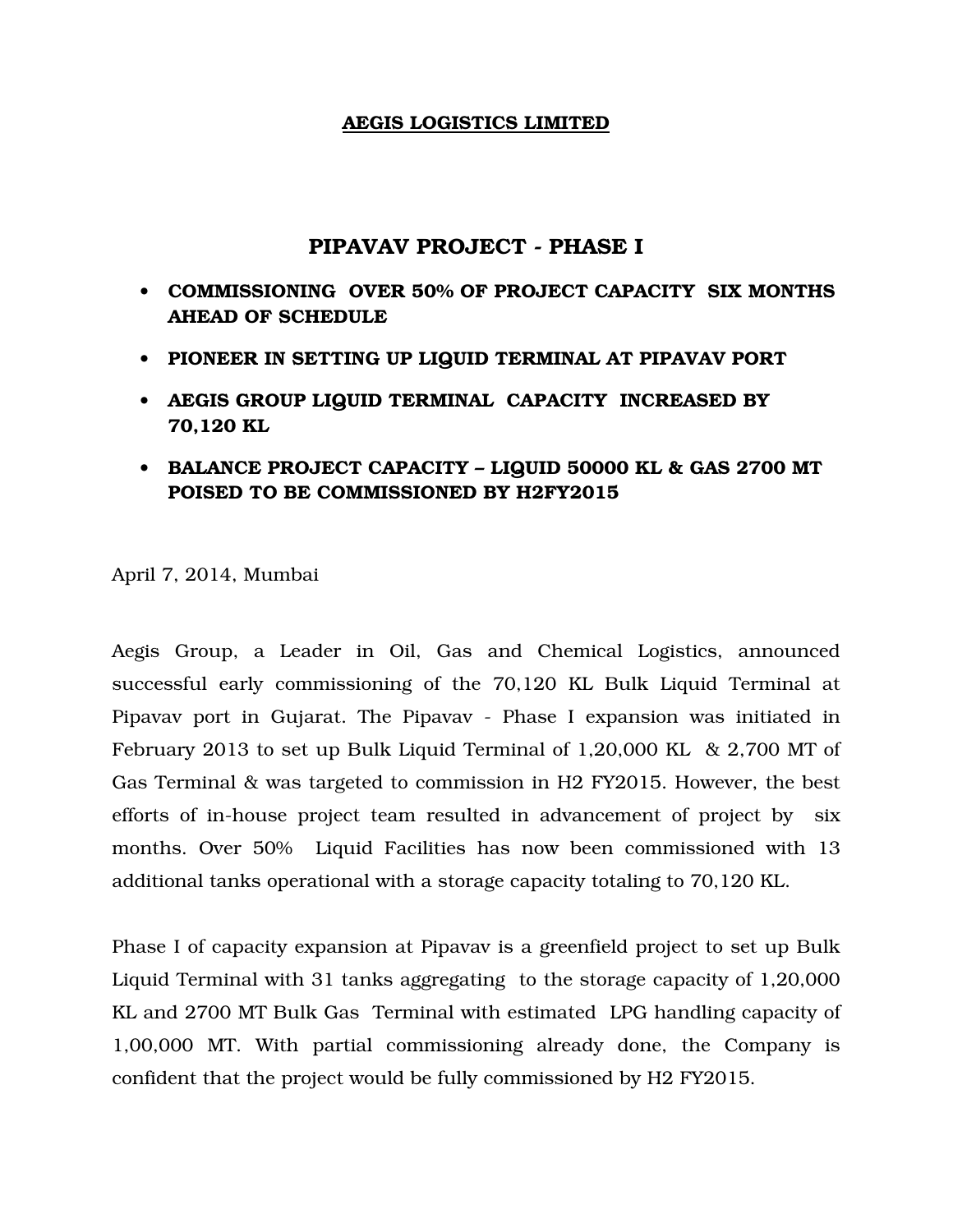# AEGIS LOGISTICS LIMITED

## PIPAVAV PROJECT - PHASE I

- **COMMISSIONING OVER 50% OF PROJECT CAPACITY SIX MONTHS AHEAD OF SCHEDULE**
- **PIONEER IN SETTING UP LIQUID TERMINAL AT PIPAVAV PORT**
- **AEGIS GROUP LIQUID TERMINAL CAPACITY INCREASED BY 70,120 KL**
- **BALANCE PROJECT CAPACITY – LIQUID 50000 KL & GAS 2700 MT POISED TO BE COMMISSIONED BY H2FY2015**

April 7, 2014, Mumbai

Aegis Group, a Leader in Oil, Gas and Chemical Logistics, announced successful early commissioning of the 70,120 KL Bulk Liquid Terminal at Pipavav port in Gujarat. The Pipavav - Phase I expansion was initiated in February 2013 to set up Bulk Liquid Terminal of 1,20,000 KL & 2,700 MT of Gas Terminal & was targeted to commission in H2 FY2015. However, the best efforts of in-house project team resulted in advancement of project by six months. Over 50% Liquid Facilities has now been commissioned with 13 additional tanks operational with a storage capacity totaling to 70,120 KL.

Phase I of capacity expansion at Pipavav is a greenfield project to set up Bulk Liquid Terminal with 31 tanks aggregating to the storage capacity of 1,20,000 KL and 2700 MT Bulk Gas Terminal with estimated LPG handling capacity of 1,00,000 MT. With partial commissioning already done, the Company is confident that the project would be fully commissioned by H2 FY2015.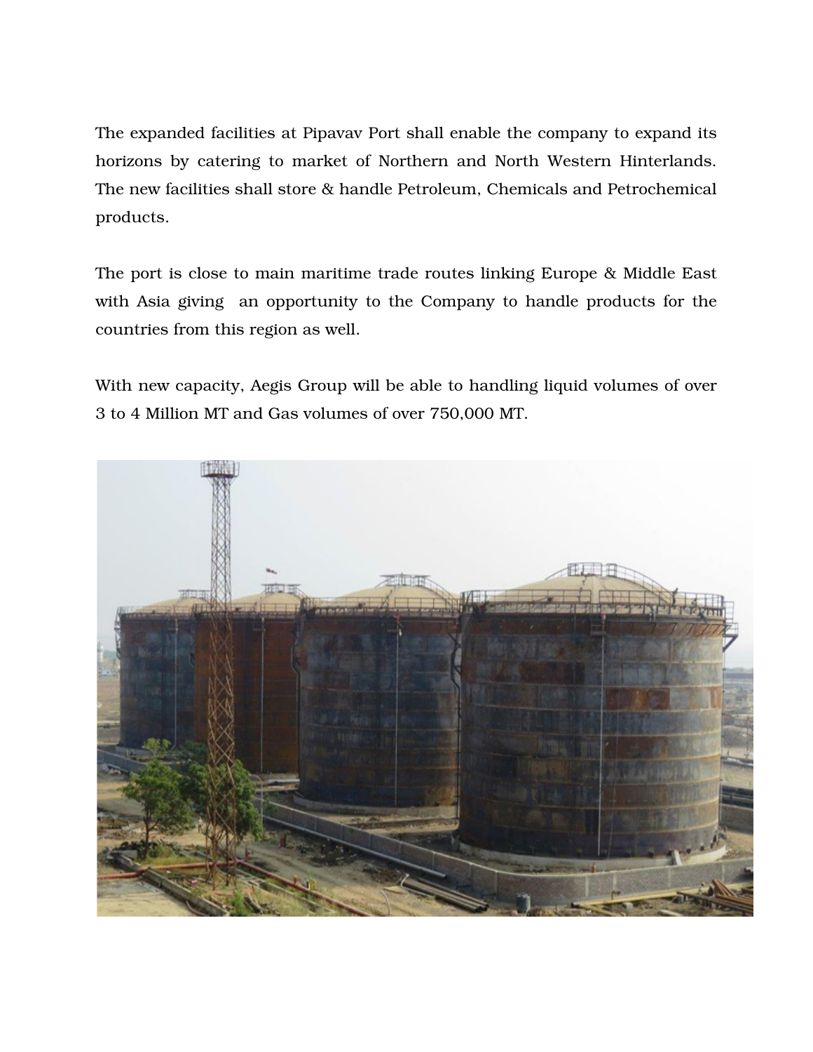The expanded facilities at Pipavav Port shall enable the company to expand its horizons by catering to market of Northern and North Western Hinterlands. The new facilities shall store & handle Petroleum, Chemicals and Petrochemical products.

The port is close to main maritime trade routes linking Europe & Middle East with Asia giving  an opportunity to the Company to handle products for the countries from this region as well.

With new capacity, Aegis Group will be able to handling liquid volumes of over 3 to 4 Million MT and Gas volumes of over 750,000 MT.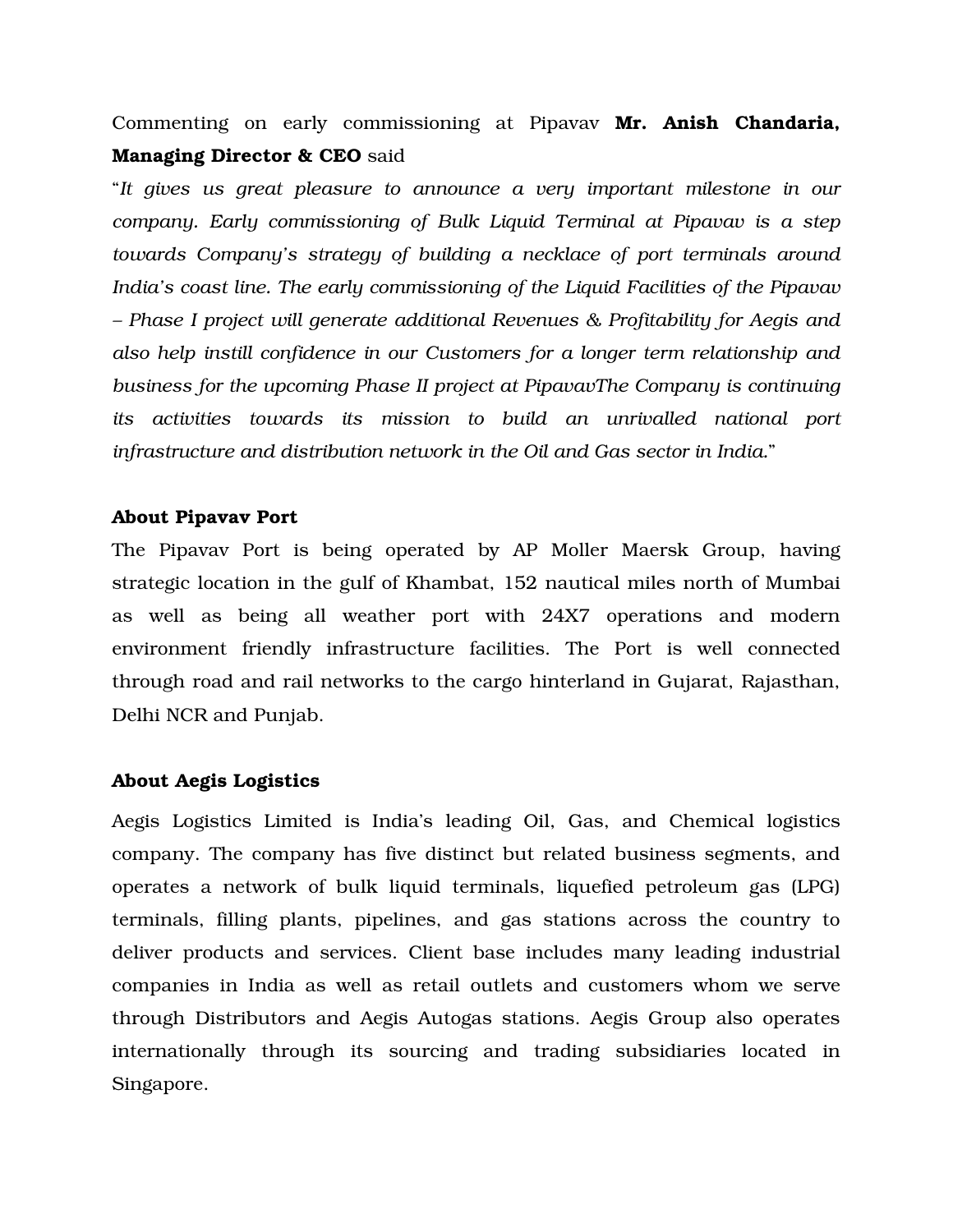Commenting on early commissioning at Pipavav **Mr. Anish Chandaria, Managing Director & CEO** said

"*It gives us great pleasure to announce a very important milestone in our company. Early commissioning of Bulk Liquid Terminal at Pipavav is a step towards Company's strategy of building a necklace of port terminals around India's coast line. The early commissioning of the Liquid Facilities of the Pipavav – Phase I project will generate additional Revenues & Profitability for Aegis and also help instill confidence in our Customers for a longer term relationship and business for the upcoming Phase II project at PipavavThe Company is continuing its activities towards its mission to build an unrivalled national port infrastructure and distribution network in the Oil and Gas sector in India.*"

**About Pipavav Port**

The Pipavav Port is being operated by AP Moller Maersk Group, having strategic location in the gulf of Khambat, 152 nautical miles north of Mumbai as well as being all weather port with 24X7 operations and modern environment friendly infrastructure facilities. The Port is well connected through road and rail networks to the cargo hinterland in Gujarat, Rajasthan, Delhi NCR and Punjab.

**About Aegis Logistics**

Aegis Logistics Limited is India's leading Oil, Gas, and Chemical logistics company. The company has five distinct but related business segments, and operates a network of bulk liquid terminals, liquefied petroleum gas (LPG) terminals, filling plants, pipelines, and gas stations across the country to deliver products and services. Client base includes many leading industrial companies in India as well as retail outlets and customers whom we serve through Distributors and Aegis Autogas stations. Aegis Group also operates internationally through its sourcing and trading subsidiaries located in Singapore.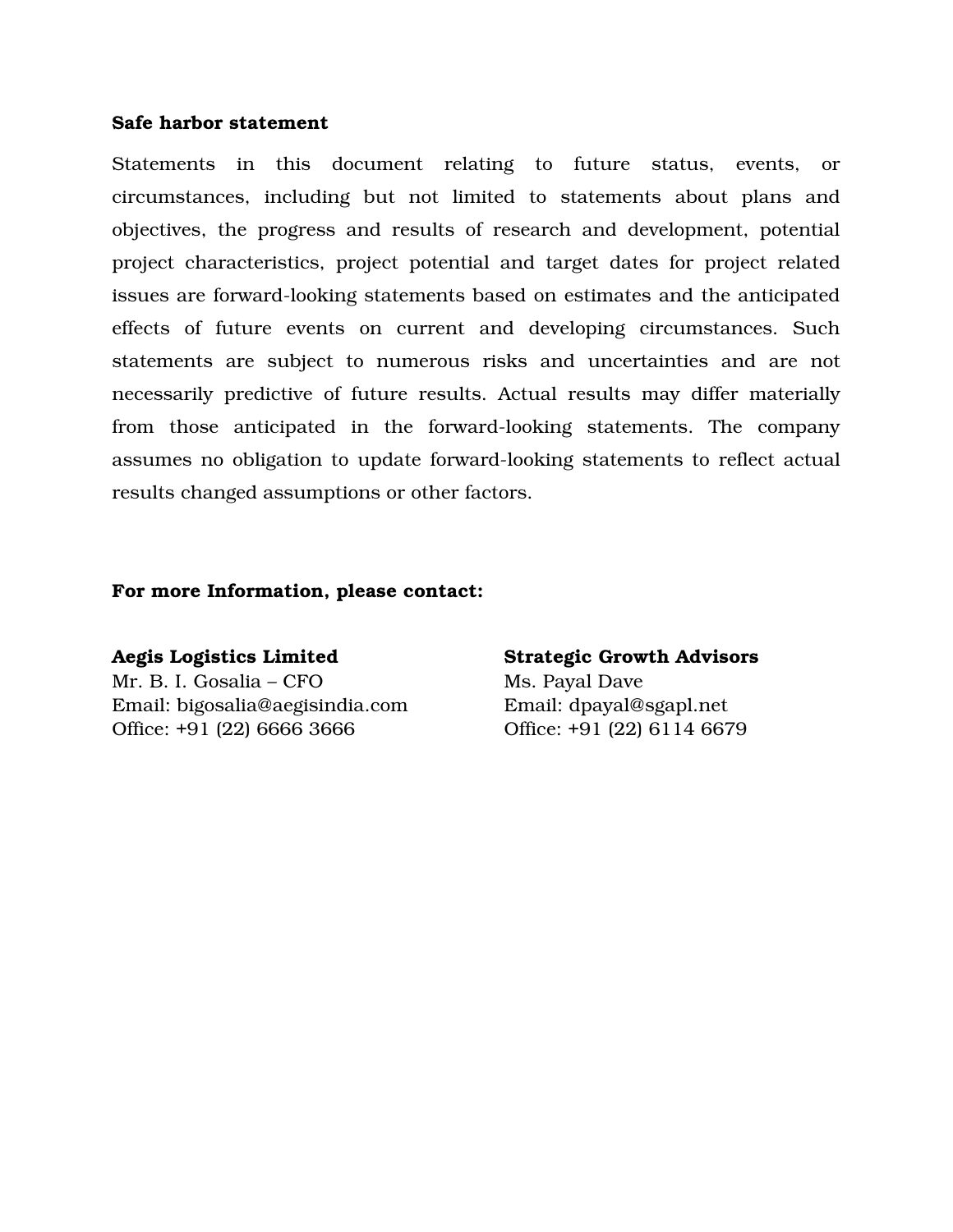**Safe harbor statement**

Statements in this document relating to future status, events, or circumstances, including but not limited to statements about plans and objectives, the progress and results of research and development, potential project characteristics, project potential and target dates for project related issues are forward-looking statements based on estimates and the anticipated effects of future events on current and developing circumstances. Such statements are subject to numerous risks and uncertainties and are not necessarily predictive of future results. Actual results may differ materially from those anticipated in the forward-looking statements. The company assumes no obligation to update forward-looking statements to reflect actual results changed assumptions or other factors.

**For more Information, please contact:**

**Aegis Logistics Limited**
Mr. B. I. Gosalia – CFO
Email: bigosalia@aegisindia.com
Office: +91 (22) 6666 3666

**Strategic Growth Advisors**
Ms. Payal Dave
Email: dpayal@sgapl.net
Office: +91 (22) 6114 6679